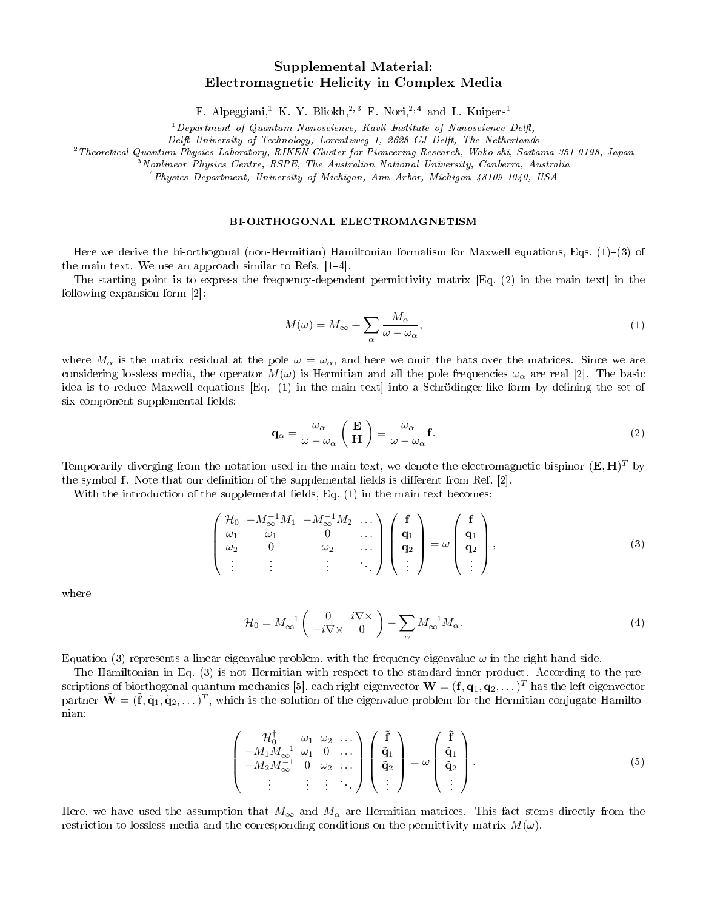# Supplemental Material: Electromagnetic Helicity in Complex Media

F. Alpeggiani,[1] K. Y. Bliokh,[2,3] F. Nori,[2,4] and L. Kuipers[1]

[1] *Department of Quantum Nanoscience, Kavli Institute of Nanoscience Delft, Delft University of Technology, Lorentzweg 1, 2628 CJ Delft, The Netherlands*
[2] *Theoretical Quantum Physics Laboratory, RIKEN Cluster for Pioneering Research, Wako-shi, Saitama 351-0198, Japan*
[3] *Nonlinear Physics Centre, RSPE, The Australian National University, Canberra, Australia*
[4] *Physics Department, University of Michigan, Ann Arbor, Michigan 48109-1040, USA*

## BI-ORTHOGONAL ELECTROMAGNETISM

Here we derive the bi-orthogonal (non-Hermitian) Hamiltonian formalism for Maxwell equations, Eqs. (1)–(3) of the main text. We use an approach similar to Refs. [1–4].

The starting point is to express the frequency-dependent permittivity matrix [Eq. (2) in the main text] in the following expansion form [2]:

$$M(\omega) = M_\infty + \sum_\alpha \frac{M_\alpha}{\omega - \omega_\alpha}, \tag{1}$$

where $M_\alpha$ is the matrix residual at the pole $\omega = \omega_\alpha$, and here we omit the hats over the matrices. Since we are considering lossless media, the operator $M(\omega)$ is Hermitian and all the pole frequencies $\omega_\alpha$ are real [2]. The basic idea is to reduce Maxwell equations [Eq. (1) in the main text] into a Schrödinger-like form by defining the set of six-component supplemental fields:

$$\mathbf{q}_\alpha = \frac{\omega_\alpha}{\omega - \omega_\alpha} \begin{pmatrix} \mathbf{E} \\ \mathbf{H} \end{pmatrix} \equiv \frac{\omega_\alpha}{\omega - \omega_\alpha} \mathbf{f}. \tag{2}$$

Temporarily diverging from the notation used in the main text, we denote the electromagnetic bispinor $(\mathbf{E}, \mathbf{H})^T$ by the symbol $\mathbf{f}$. Note that our definition of the supplemental fields is different from Ref. [2].

With the introduction of the supplemental fields, Eq. (1) in the main text becomes:

$$\begin{pmatrix} \mathcal{H}_0 & -M_\infty^{-1} M_1 & -M_\infty^{-1} M_2 & \dots \\ \omega_1 & \omega_1 & 0 & \dots \\ \omega_2 & 0 & \omega_2 & \dots \\ \vdots & \vdots & \vdots & \ddots \end{pmatrix} \begin{pmatrix} \mathbf{f} \\ \mathbf{q}_1 \\ \mathbf{q}_2 \\ \vdots \end{pmatrix} = \omega \begin{pmatrix} \mathbf{f} \\ \mathbf{q}_1 \\ \mathbf{q}_2 \\ \vdots \end{pmatrix}, \tag{3}$$

where

$$\mathcal{H}_0 = M_\infty^{-1} \begin{pmatrix} 0 & i\nabla\times \\ -i\nabla\times & 0 \end{pmatrix} - \sum_\alpha M_\infty^{-1} M_\alpha. \tag{4}$$

Equation (3) represents a linear eigenvalue problem, with the frequency eigenvalue $\omega$ in the right-hand side.

The Hamiltonian in Eq. (3) is not Hermitian with respect to the standard inner product. According to the prescriptions of biorthogonal quantum mechanics [5], each right eigenvector $\mathbf{W} = (\mathbf{f}, \mathbf{q}_1, \mathbf{q}_2, \dots)^T$ has the left eigenvector partner $\tilde{\mathbf{W}} = (\tilde{\mathbf{f}}, \tilde{\mathbf{q}}_1, \tilde{\mathbf{q}}_2, \dots)^T$, which is the solution of the eigenvalue problem for the Hermitian-conjugate Hamiltonian:

$$\begin{pmatrix} \mathcal{H}_0^\dagger & \omega_1 & \omega_2 & \dots \\ -M_1 M_\infty^{-1} & \omega_1 & 0 & \dots \\ -M_2 M_\infty^{-1} & 0 & \omega_2 & \dots \\ \vdots & \vdots & \vdots & \ddots \end{pmatrix} \begin{pmatrix} \tilde{\mathbf{f}} \\ \tilde{\mathbf{q}}_1 \\ \tilde{\mathbf{q}}_2 \\ \vdots \end{pmatrix} = \omega \begin{pmatrix} \tilde{\mathbf{f}} \\ \tilde{\mathbf{q}}_1 \\ \tilde{\mathbf{q}}_2 \\ \vdots \end{pmatrix}. \tag{5}$$

Here, we have used the assumption that $M_\infty$ and $M_\alpha$ are Hermitian matrices. This fact stems directly from the restriction to lossless media and the corresponding conditions on the permittivity matrix $M(\omega)$.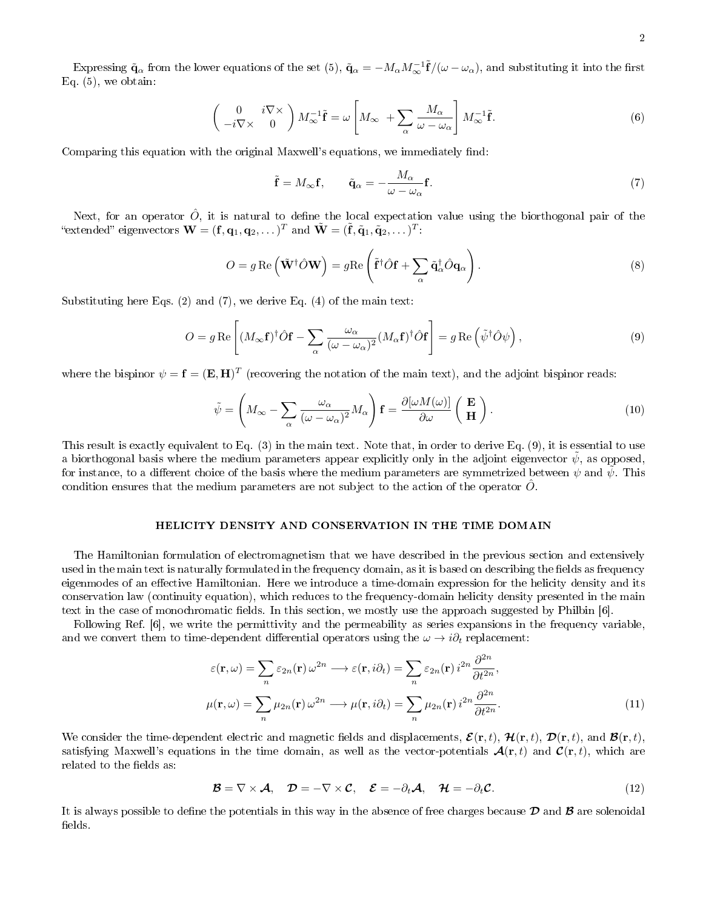Expressing $\tilde{\mathbf{q}}_\alpha$ from the lower equations of the set (5), $\tilde{\mathbf{q}}_\alpha = -M_\alpha M_\infty^{-1}\tilde{\mathbf{f}}/(\omega-\omega_\alpha)$, and substituting it into the first Eq. (5), we obtain:

$$
\begin{pmatrix} 0 & i\nabla\times \\ -i\nabla\times & 0 \end{pmatrix} M_\infty^{-1}\tilde{\mathbf{f}} = \omega\left[M_\infty + \sum_\alpha \frac{M_\alpha}{\omega-\omega_\alpha}\right] M_\infty^{-1}\tilde{\mathbf{f}}. \tag{6}
$$

Comparing this equation with the original Maxwell's equations, we immediately find:

$$
\tilde{\mathbf{f}} = M_\infty \mathbf{f}, \qquad \tilde{\mathbf{q}}_\alpha = -\frac{M_\alpha}{\omega-\omega_\alpha}\mathbf{f}. \tag{7}
$$

Next, for an operator $\hat{O}$, it is natural to define the local expectation value using the biorthogonal pair of the "extended" eigenvectors $\mathbf{W} = (\mathbf{f}, \mathbf{q}_1, \mathbf{q}_2, \dots)^T$ and $\tilde{\mathbf{W}} = (\tilde{\mathbf{f}}, \tilde{\mathbf{q}}_1, \tilde{\mathbf{q}}_2, \dots)^T$:

$$
O = g\,\mathrm{Re}\left(\tilde{\mathbf{W}}^\dagger \hat{O}\mathbf{W}\right) = g\mathrm{Re}\left(\tilde{\mathbf{f}}^\dagger\hat{O}\mathbf{f} + \sum_\alpha \tilde{\mathbf{q}}_\alpha^\dagger \hat{O}\mathbf{q}_\alpha\right). \tag{8}
$$

Substituting here Eqs. (2) and (7), we derive Eq. (4) of the main text:

$$
O = g\,\mathrm{Re}\left[(M_\infty\mathbf{f})^\dagger\hat{O}\mathbf{f} - \sum_\alpha \frac{\omega_\alpha}{(\omega-\omega_\alpha)^2}(M_\alpha\mathbf{f})^\dagger\hat{O}\mathbf{f}\right] = g\,\mathrm{Re}\left(\tilde{\psi}^\dagger\hat{O}\psi\right), \tag{9}
$$

where the bispinor $\psi = \mathbf{f} = (\mathbf{E},\mathbf{H})^T$ (recovering the notation of the main text), and the adjoint bispinor reads:

$$
\tilde{\psi} = \left(M_\infty - \sum_\alpha \frac{\omega_\alpha}{(\omega-\omega_\alpha)^2}M_\alpha\right)\mathbf{f} = \frac{\partial[\omega M(\omega)]}{\partial\omega}\begin{pmatrix}\mathbf{E}\\ \mathbf{H}\end{pmatrix}. \tag{10}
$$

This result is exactly equivalent to Eq. (3) in the main text. Note that, in order to derive Eq. (9), it is essential to use a biorthogonal basis where the medium parameters appear explicitly only in the adjoint eigenvector $\tilde{\psi}$, as opposed, for instance, to a different choice of the basis where the medium parameters are symmetrized between $\psi$ and $\tilde{\psi}$. This condition ensures that the medium parameters are not subject to the action of the operator $\hat{O}$.

## HELICITY DENSITY AND CONSERVATION IN THE TIME DOMAIN

The Hamiltonian formulation of electromagnetism that we have described in the previous section and extensively used in the main text is naturally formulated in the frequency domain, as it is based on describing the fields as frequency eigenmodes of an effective Hamiltonian. Here we introduce a time-domain expression for the helicity density and its conservation law (continuity equation), which reduces to the frequency-domain helicity density presented in the main text in the case of monochromatic fields. In this section, we mostly use the approach suggested by Philbin [6].

Following Ref. [6], we write the permittivity and the permeability as series expansions in the frequency variable, and we convert them to time-dependent differential operators using the $\omega \to i\partial_t$ replacement:

$$
\begin{aligned}
\varepsilon(\mathbf{r},\omega) = \sum_n \varepsilon_{2n}(\mathbf{r})\,\omega^{2n} &\longrightarrow \varepsilon(\mathbf{r}, i\partial_t) = \sum_n \varepsilon_{2n}(\mathbf{r})\, i^{2n}\frac{\partial^{2n}}{\partial t^{2n}},\\
\mu(\mathbf{r},\omega) = \sum_n \mu_{2n}(\mathbf{r})\,\omega^{2n} &\longrightarrow \mu(\mathbf{r}, i\partial_t) = \sum_n \mu_{2n}(\mathbf{r})\, i^{2n}\frac{\partial^{2n}}{\partial t^{2n}}.
\end{aligned} \tag{11}
$$

We consider the time-dependent electric and magnetic fields and displacements, $\boldsymbol{\mathcal{E}}(\mathbf{r},t)$, $\boldsymbol{\mathcal{H}}(\mathbf{r},t)$, $\boldsymbol{\mathcal{D}}(\mathbf{r},t)$, and $\boldsymbol{\mathcal{B}}(\mathbf{r},t)$, satisfying Maxwell's equations in the time domain, as well as the vector-potentials $\boldsymbol{\mathcal{A}}(\mathbf{r},t)$ and $\boldsymbol{\mathcal{C}}(\mathbf{r},t)$, which are related to the fields as:

$$
\boldsymbol{\mathcal{B}} = \nabla\times\boldsymbol{\mathcal{A}}, \quad \boldsymbol{\mathcal{D}} = -\nabla\times\boldsymbol{\mathcal{C}}, \quad \boldsymbol{\mathcal{E}} = -\partial_t\boldsymbol{\mathcal{A}}, \quad \boldsymbol{\mathcal{H}} = -\partial_t\boldsymbol{\mathcal{C}}. \tag{12}
$$

It is always possible to define the potentials in this way in the absence of free charges because $\boldsymbol{\mathcal{D}}$ and $\boldsymbol{\mathcal{B}}$ are solenoidal fields.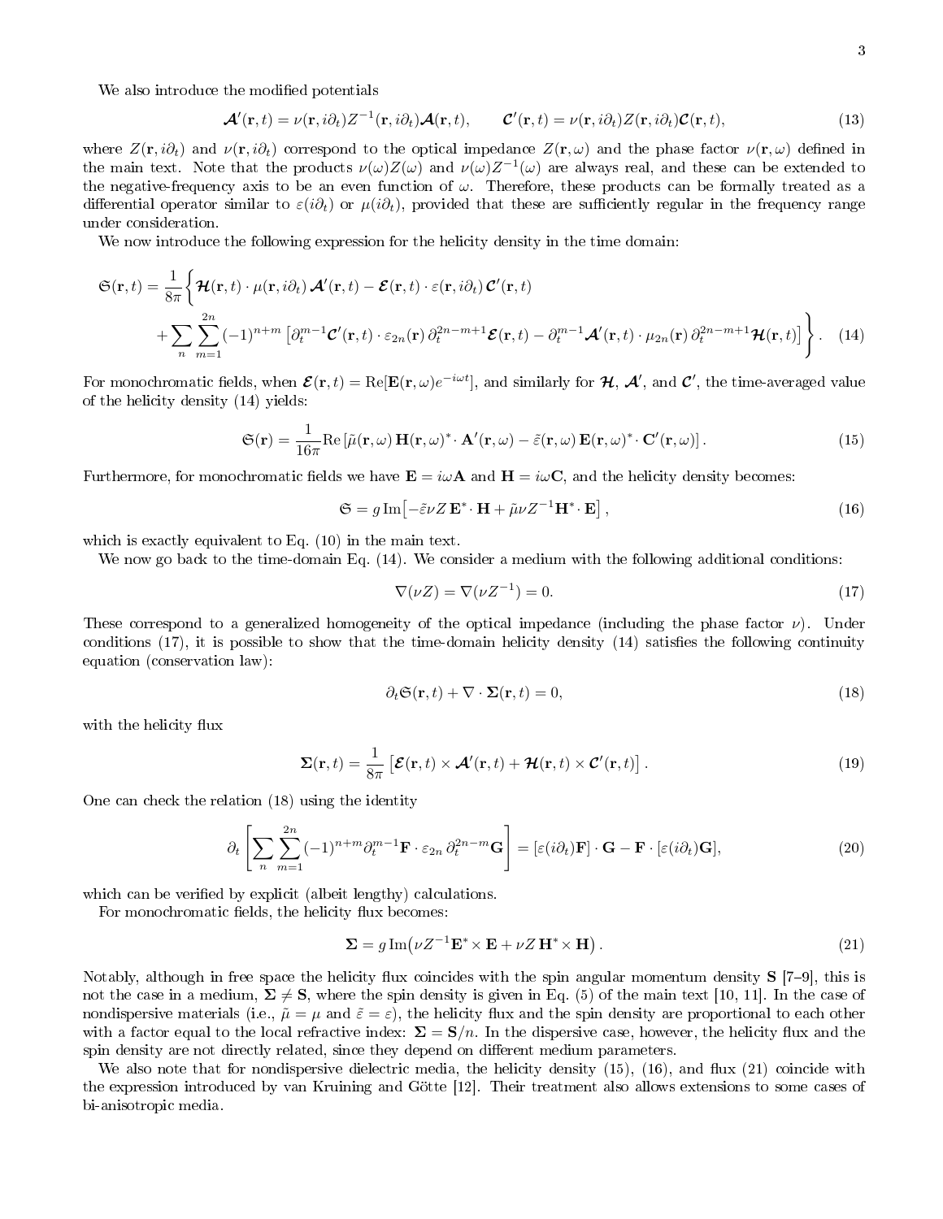We also introduce the modified potentials

$$
\boldsymbol{\mathcal{A}}'(\mathbf{r},t) = \nu(\mathbf{r},i\partial_t) Z^{-1}(\mathbf{r},i\partial_t)\boldsymbol{\mathcal{A}}(\mathbf{r},t), \qquad \boldsymbol{\mathcal{C}}'(\mathbf{r},t) = \nu(\mathbf{r},i\partial_t) Z(\mathbf{r},i\partial_t)\boldsymbol{\mathcal{C}}(\mathbf{r},t), \tag{13}
$$

where $Z(\mathbf{r},i\partial_t)$ and $\nu(\mathbf{r},i\partial_t)$ correspond to the optical impedance $Z(\mathbf{r},\omega)$ and the phase factor $\nu(\mathbf{r},\omega)$ defined in the main text. Note that the products $\nu(\omega)Z(\omega)$ and $\nu(\omega)Z^{-1}(\omega)$ are always real, and these can be extended to the negative-frequency axis to be an even function of $\omega$. Therefore, these products can be formally treated as a differential operator similar to $\varepsilon(i\partial_t)$ or $\mu(i\partial_t)$, provided that these are sufficiently regular in the frequency range under consideration.

We now introduce the following expression for the helicity density in the time domain:

$$
\begin{aligned}
\mathfrak{S}(\mathbf{r},t) = \frac{1}{8\pi}\Bigg\{ & \boldsymbol{\mathcal{H}}(\mathbf{r},t)\cdot\mu(\mathbf{r},i\partial_t)\,\boldsymbol{\mathcal{A}}'(\mathbf{r},t) - \boldsymbol{\mathcal{E}}(\mathbf{r},t)\cdot\varepsilon(\mathbf{r},i\partial_t)\,\boldsymbol{\mathcal{C}}'(\mathbf{r},t) \\
& + \sum_n \sum_{m=1}^{2n} (-1)^{n+m}\left[\partial_t^{m-1}\boldsymbol{\mathcal{C}}'(\mathbf{r},t)\cdot\varepsilon_{2n}(\mathbf{r})\,\partial_t^{2n-m+1}\boldsymbol{\mathcal{E}}(\mathbf{r},t) - \partial_t^{m-1}\boldsymbol{\mathcal{A}}'(\mathbf{r},t)\cdot\mu_{2n}(\mathbf{r})\,\partial_t^{2n-m+1}\boldsymbol{\mathcal{H}}(\mathbf{r},t)\right]\Bigg\}.
\end{aligned} \tag{14}
$$

For monochromatic fields, when $\boldsymbol{\mathcal{E}}(\mathbf{r},t) = \mathrm{Re}[\mathbf{E}(\mathbf{r},\omega)e^{-i\omega t}]$, and similarly for $\boldsymbol{\mathcal{H}}$, $\boldsymbol{\mathcal{A}}'$, and $\boldsymbol{\mathcal{C}}'$, the time-averaged value of the helicity density (14) yields:

$$
\mathfrak{S}(\mathbf{r}) = \frac{1}{16\pi}\mathrm{Re}\left[\tilde{\mu}(\mathbf{r},\omega)\,\mathbf{H}(\mathbf{r},\omega)^*\cdot\mathbf{A}'(\mathbf{r},\omega) - \tilde{\varepsilon}(\mathbf{r},\omega)\,\mathbf{E}(\mathbf{r},\omega)^*\cdot\mathbf{C}'(\mathbf{r},\omega)\right]. \tag{15}
$$

Furthermore, for monochromatic fields we have $\mathbf{E} = i\omega\mathbf{A}$ and $\mathbf{H} = i\omega\mathbf{C}$, and the helicity density becomes:

$$
\mathfrak{S} = g\,\mathrm{Im}\left[-\tilde{\varepsilon}\nu Z\,\mathbf{E}^*\cdot\mathbf{H} + \tilde{\mu}\nu Z^{-1}\mathbf{H}^*\cdot\mathbf{E}\right], \tag{16}
$$

which is exactly equivalent to Eq. (10) in the main text.

We now go back to the time-domain Eq. (14). We consider a medium with the following additional conditions:

$$
\nabla(\nu Z) = \nabla(\nu Z^{-1}) = 0. \tag{17}
$$

These correspond to a generalized homogeneity of the optical impedance (including the phase factor $\nu$). Under conditions (17), it is possible to show that the time-domain helicity density (14) satisfies the following continuity equation (conservation law):

$$
\partial_t\mathfrak{S}(\mathbf{r},t) + \nabla\cdot\boldsymbol{\Sigma}(\mathbf{r},t) = 0, \tag{18}
$$

with the helicity flux

$$
\boldsymbol{\Sigma}(\mathbf{r},t) = \frac{1}{8\pi}\left[\boldsymbol{\mathcal{E}}(\mathbf{r},t)\times\boldsymbol{\mathcal{A}}'(\mathbf{r},t) + \boldsymbol{\mathcal{H}}(\mathbf{r},t)\times\boldsymbol{\mathcal{C}}'(\mathbf{r},t)\right]. \tag{19}
$$

One can check the relation (18) using the identity

$$
\partial_t\left[\sum_n\sum_{m=1}^{2n}(-1)^{n+m}\partial_t^{m-1}\mathbf{F}\cdot\varepsilon_{2n}\,\partial_t^{2n-m}\mathbf{G}\right] = [\varepsilon(i\partial_t)\mathbf{F}]\cdot\mathbf{G} - \mathbf{F}\cdot[\varepsilon(i\partial_t)\mathbf{G}], \tag{20}
$$

which can be verified by explicit (albeit lengthy) calculations.

For monochromatic fields, the helicity flux becomes:

$$
\boldsymbol{\Sigma} = g\,\mathrm{Im}\big(\nu Z^{-1}\mathbf{E}^*\times\mathbf{E} + \nu Z\,\mathbf{H}^*\times\mathbf{H}\big). \tag{21}
$$

Notably, although in free space the helicity flux coincides with the spin angular momentum density $\mathbf{S}$ [7–9], this is not the case in a medium, $\boldsymbol{\Sigma}\neq\mathbf{S}$, where the spin density is given in Eq. (5) of the main text [10, 11]. In the case of nondispersive materials (i.e., $\tilde{\mu} = \mu$ and $\tilde{\varepsilon} = \varepsilon$), the helicity flux and the spin density are proportional to each other with a factor equal to the local refractive index: $\boldsymbol{\Sigma} = \mathbf{S}/n$. In the dispersive case, however, the helicity flux and the spin density are not directly related, since they depend on different medium parameters.

We also note that for nondispersive dielectric media, the helicity density (15), (16), and flux (21) coincide with the expression introduced by van Kruining and Götte [12]. Their treatment also allows extensions to some cases of bi-anisotropic media.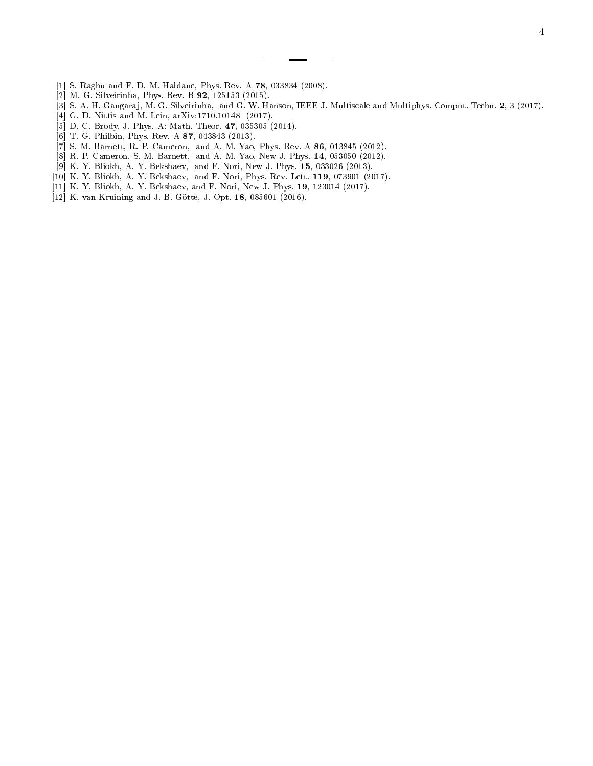[1] S. Raghu and F. D. M. Haldane, Phys. Rev. A **78**, 033834 (2008).
[2] M. G. Silveirinha, Phys. Rev. B **92**, 125153 (2015).
[3] S. A. H. Gangaraj, M. G. Silveirinha, and G. W. Hanson, IEEE J. Multiscale and Multiphys. Comput. Techn. **2**, 3 (2017).
[4] G. D. Nittis and M. Lein, arXiv:1710.10148 (2017).
[5] D. C. Brody, J. Phys. A: Math. Theor. **47**, 035305 (2014).
[6] T. G. Philbin, Phys. Rev. A **87**, 043843 (2013).
[7] S. M. Barnett, R. P. Cameron, and A. M. Yao, Phys. Rev. A **86**, 013845 (2012).
[8] R. P. Cameron, S. M. Barnett, and A. M. Yao, New J. Phys. **14**, 053050 (2012).
[9] K. Y. Bliokh, A. Y. Bekshaev, and F. Nori, New J. Phys. **15**, 033026 (2013).
[10] K. Y. Bliokh, A. Y. Bekshaev, and F. Nori, Phys. Rev. Lett. **119**, 073901 (2017).
[11] K. Y. Bliokh, A. Y. Bekshaev, and F. Nori, New J. Phys. **19**, 123014 (2017).
[12] K. van Kruining and J. B. Götte, J. Opt. **18**, 085601 (2016).